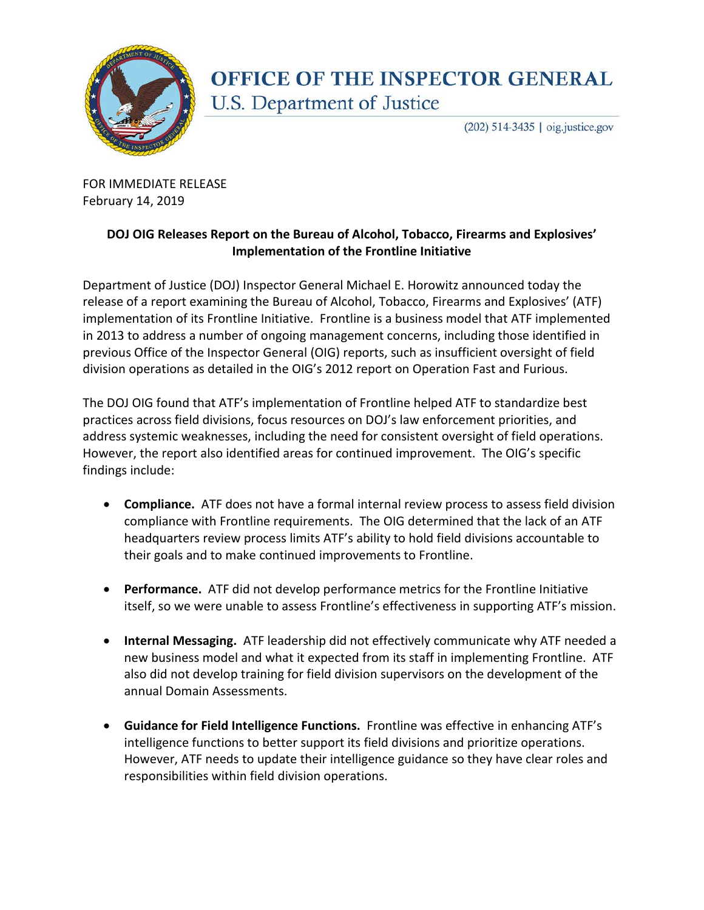# OFFICE OF THE INSPECTOR GENERAL
U.S. Department of Justice

(202) 514-3435 | oig.justice.gov

FOR IMMEDIATE RELEASE
February 14, 2019

**DOJ OIG Releases Report on the Bureau of Alcohol, Tobacco, Firearms and Explosives' Implementation of the Frontline Initiative**

Department of Justice (DOJ) Inspector General Michael E. Horowitz announced today the release of a report examining the Bureau of Alcohol, Tobacco, Firearms and Explosives' (ATF) implementation of its Frontline Initiative. Frontline is a business model that ATF implemented in 2013 to address a number of ongoing management concerns, including those identified in previous Office of the Inspector General (OIG) reports, such as insufficient oversight of field division operations as detailed in the OIG's 2012 report on Operation Fast and Furious.

The DOJ OIG found that ATF's implementation of Frontline helped ATF to standardize best practices across field divisions, focus resources on DOJ's law enforcement priorities, and address systemic weaknesses, including the need for consistent oversight of field operations. However, the report also identified areas for continued improvement. The OIG's specific findings include:

- **Compliance.** ATF does not have a formal internal review process to assess field division compliance with Frontline requirements. The OIG determined that the lack of an ATF headquarters review process limits ATF's ability to hold field divisions accountable to their goals and to make continued improvements to Frontline.

- **Performance.** ATF did not develop performance metrics for the Frontline Initiative itself, so we were unable to assess Frontline's effectiveness in supporting ATF's mission.

- **Internal Messaging.** ATF leadership did not effectively communicate why ATF needed a new business model and what it expected from its staff in implementing Frontline. ATF also did not develop training for field division supervisors on the development of the annual Domain Assessments.

- **Guidance for Field Intelligence Functions.** Frontline was effective in enhancing ATF's intelligence functions to better support its field divisions and prioritize operations. However, ATF needs to update their intelligence guidance so they have clear roles and responsibilities within field division operations.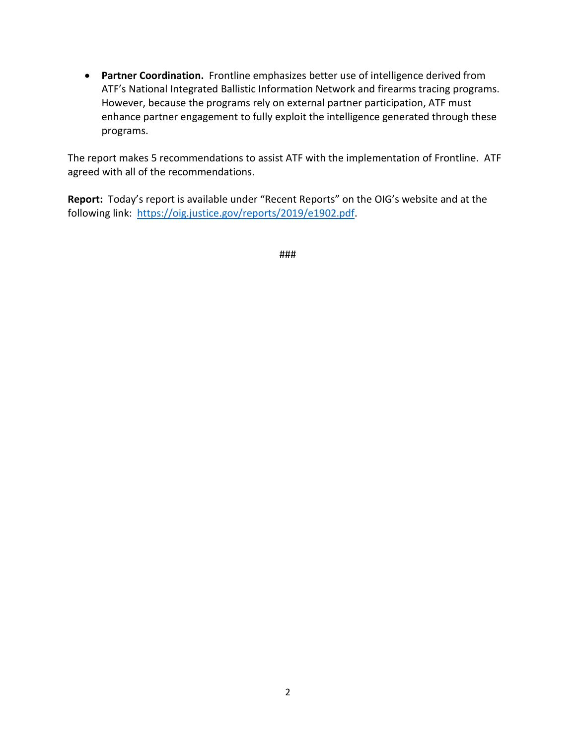- **Partner Coordination.** Frontline emphasizes better use of intelligence derived from ATF's National Integrated Ballistic Information Network and firearms tracing programs. However, because the programs rely on external partner participation, ATF must enhance partner engagement to fully exploit the intelligence generated through these programs.

The report makes 5 recommendations to assist ATF with the implementation of Frontline. ATF agreed with all of the recommendations.

**Report:** Today's report is available under "Recent Reports" on the OIG's website and at the following link: [https://oig.justice.gov/reports/2019/e1902.pdf](https://oig.justice.gov/reports/2019/e1902.pdf).

###